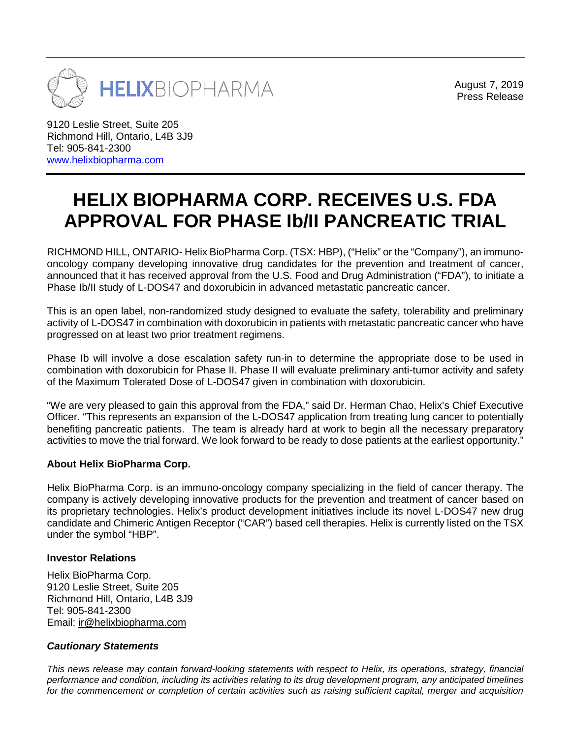HELIXBIOPHARMA

August 7, 2019
Press Release

9120 Leslie Street, Suite 205
Richmond Hill, Ontario, L4B 3J9
Tel: 905-841-2300
www.helixbiopharma.com

# HELIX BIOPHARMA CORP. RECEIVES U.S. FDA APPROVAL FOR PHASE Ib/II PANCREATIC TRIAL

RICHMOND HILL, ONTARIO- Helix BioPharma Corp. (TSX: HBP), ("Helix" or the "Company"), an immuno-oncology company developing innovative drug candidates for the prevention and treatment of cancer, announced that it has received approval from the U.S. Food and Drug Administration ("FDA"), to initiate a Phase Ib/II study of L-DOS47 and doxorubicin in advanced metastatic pancreatic cancer.

This is an open label, non-randomized study designed to evaluate the safety, tolerability and preliminary activity of L-DOS47 in combination with doxorubicin in patients with metastatic pancreatic cancer who have progressed on at least two prior treatment regimens.

Phase Ib will involve a dose escalation safety run-in to determine the appropriate dose to be used in combination with doxorubicin for Phase II. Phase II will evaluate preliminary anti-tumor activity and safety of the Maximum Tolerated Dose of L-DOS47 given in combination with doxorubicin.

"We are very pleased to gain this approval from the FDA," said Dr. Herman Chao, Helix's Chief Executive Officer. "This represents an expansion of the L-DOS47 application from treating lung cancer to potentially benefiting pancreatic patients. The team is already hard at work to begin all the necessary preparatory activities to move the trial forward. We look forward to be ready to dose patients at the earliest opportunity."

### About Helix BioPharma Corp.

Helix BioPharma Corp. is an immuno-oncology company specializing in the field of cancer therapy. The company is actively developing innovative products for the prevention and treatment of cancer based on its proprietary technologies. Helix's product development initiatives include its novel L-DOS47 new drug candidate and Chimeric Antigen Receptor ("CAR") based cell therapies. Helix is currently listed on the TSX under the symbol "HBP".

### Investor Relations

Helix BioPharma Corp.
9120 Leslie Street, Suite 205
Richmond Hill, Ontario, L4B 3J9
Tel: 905-841-2300
Email: ir@helixbiopharma.com

### *Cautionary Statements*

*This news release may contain forward-looking statements with respect to Helix, its operations, strategy, financial performance and condition, including its activities relating to its drug development program, any anticipated timelines for the commencement or completion of certain activities such as raising sufficient capital, merger and acquisition*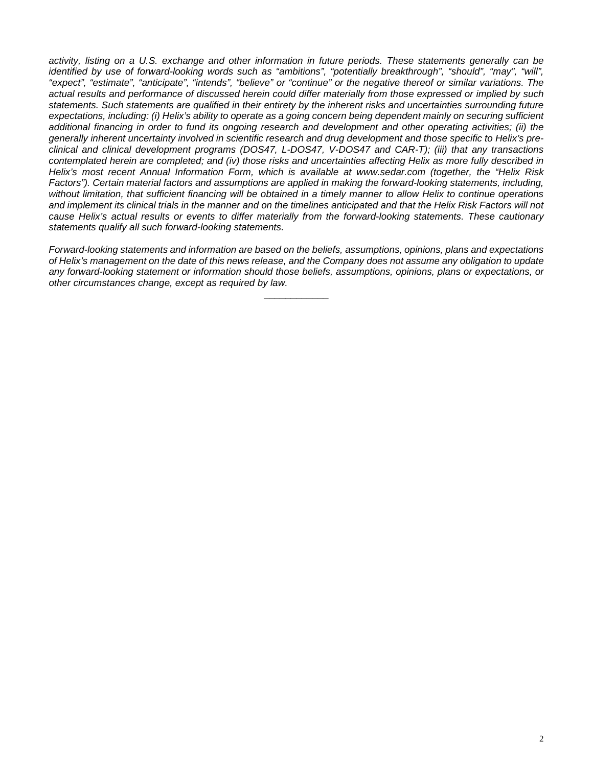*activity, listing on a U.S. exchange and other information in future periods. These statements generally can be identified by use of forward-looking words such as "ambitions", "potentially breakthrough", "should", "may", "will", "expect", "estimate", "anticipate", "intends", "believe" or "continue" or the negative thereof or similar variations. The actual results and performance of discussed herein could differ materially from those expressed or implied by such statements. Such statements are qualified in their entirety by the inherent risks and uncertainties surrounding future expectations, including: (i) Helix's ability to operate as a going concern being dependent mainly on securing sufficient additional financing in order to fund its ongoing research and development and other operating activities; (ii) the generally inherent uncertainty involved in scientific research and drug development and those specific to Helix's pre-clinical and clinical development programs (DOS47, L-DOS47, V-DOS47 and CAR-T); (iii) that any transactions contemplated herein are completed; and (iv) those risks and uncertainties affecting Helix as more fully described in Helix's most recent Annual Information Form, which is available at www.sedar.com (together, the "Helix Risk Factors"). Certain material factors and assumptions are applied in making the forward-looking statements, including, without limitation, that sufficient financing will be obtained in a timely manner to allow Helix to continue operations and implement its clinical trials in the manner and on the timelines anticipated and that the Helix Risk Factors will not cause Helix's actual results or events to differ materially from the forward-looking statements. These cautionary statements qualify all such forward-looking statements.*

*Forward-looking statements and information are based on the beliefs, assumptions, opinions, plans and expectations of Helix's management on the date of this news release, and the Company does not assume any obligation to update any forward-looking statement or information should those beliefs, assumptions, opinions, plans or expectations, or other circumstances change, except as required by law.*

\_\_\_\_\_\_\_\_\_\_\_\_